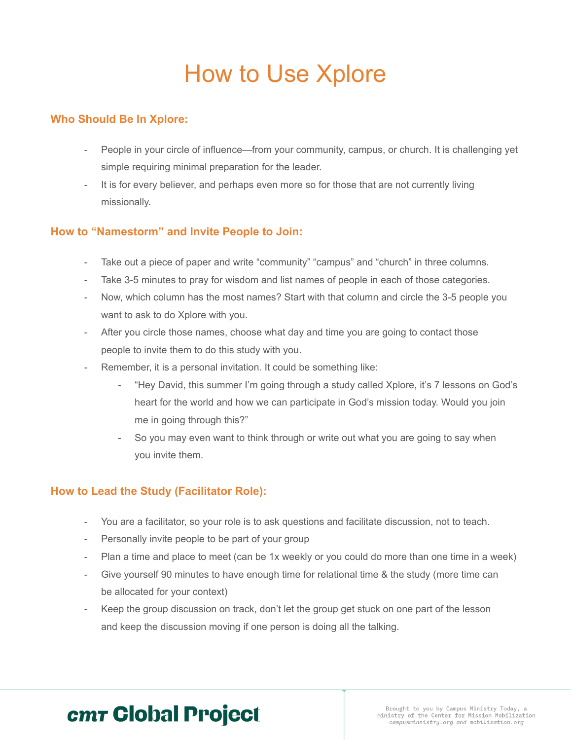# How to Use Xplore

## Who Should Be In Xplore:

- People in your circle of influence—from your community, campus, or church. It is challenging yet simple requiring minimal preparation for the leader.
- It is for every believer, and perhaps even more so for those that are not currently living missionally.

## How to "Namestorm" and Invite People to Join:

- Take out a piece of paper and write "community" "campus" and "church" in three columns.
- Take 3-5 minutes to pray for wisdom and list names of people in each of those categories.
- Now, which column has the most names? Start with that column and circle the 3-5 people you want to ask to do Xplore with you.
- After you circle those names, choose what day and time you are going to contact those people to invite them to do this study with you.
- Remember, it is a personal invitation. It could be something like:
  - "Hey David, this summer I'm going through a study called Xplore, it's 7 lessons on God's heart for the world and how we can participate in God's mission today. Would you join me in going through this?"
  - So you may even want to think through or write out what you are going to say when you invite them.

## How to Lead the Study (Facilitator Role):

- You are a facilitator, so your role is to ask questions and facilitate discussion, not to teach.
- Personally invite people to be part of your group
- Plan a time and place to meet (can be 1x weekly or you could do more than one time in a week)
- Give yourself 90 minutes to have enough time for relational time & the study (more time can be allocated for your context)
- Keep the group discussion on track, don't let the group get stuck on one part of the lesson and keep the discussion moving if one person is doing all the talking.

**cmt Global Project**

Brought to you by Campus Ministry Today, a ministry of the Center for Mission Mobilization
*campusminnistry.org and mobilization.org*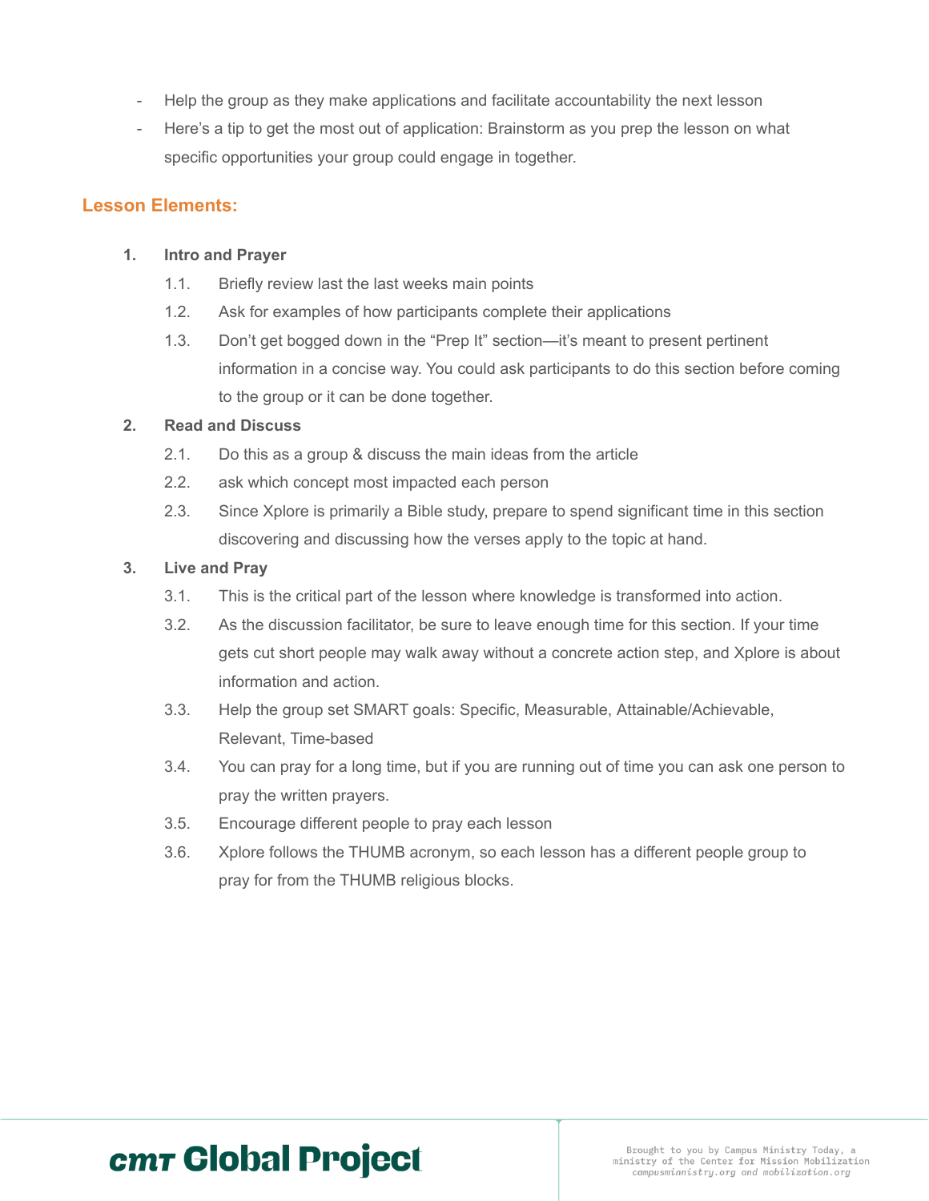- Help the group as they make applications and facilitate accountability the next lesson
- Here's a tip to get the most out of application: Brainstorm as you prep the lesson on what specific opportunities your group could engage in together.

## Lesson Elements:

1. **Intro and Prayer**
    1.1. Briefly review last the last weeks main points
    1.2. Ask for examples of how participants complete their applications
    1.3. Don't get bogged down in the "Prep It" section—it's meant to present pertinent information in a concise way. You could ask participants to do this section before coming to the group or it can be done together.
2. **Read and Discuss**
    2.1. Do this as a group & discuss the main ideas from the article
    2.2. ask which concept most impacted each person
    2.3. Since Xplore is primarily a Bible study, prepare to spend significant time in this section discovering and discussing how the verses apply to the topic at hand.
3. **Live and Pray**
    3.1. This is the critical part of the lesson where knowledge is transformed into action.
    3.2. As the discussion facilitator, be sure to leave enough time for this section. If your time gets cut short people may walk away without a concrete action step, and Xplore is about information and action.
    3.3. Help the group set SMART goals: Specific, Measurable, Attainable/Achievable, Relevant, Time-based
    3.4. You can pray for a long time, but if you are running out of time you can ask one person to pray the written prayers.
    3.5. Encourage different people to pray each lesson
    3.6. Xplore follows the THUMB acronym, so each lesson has a different people group to pray for from the THUMB religious blocks.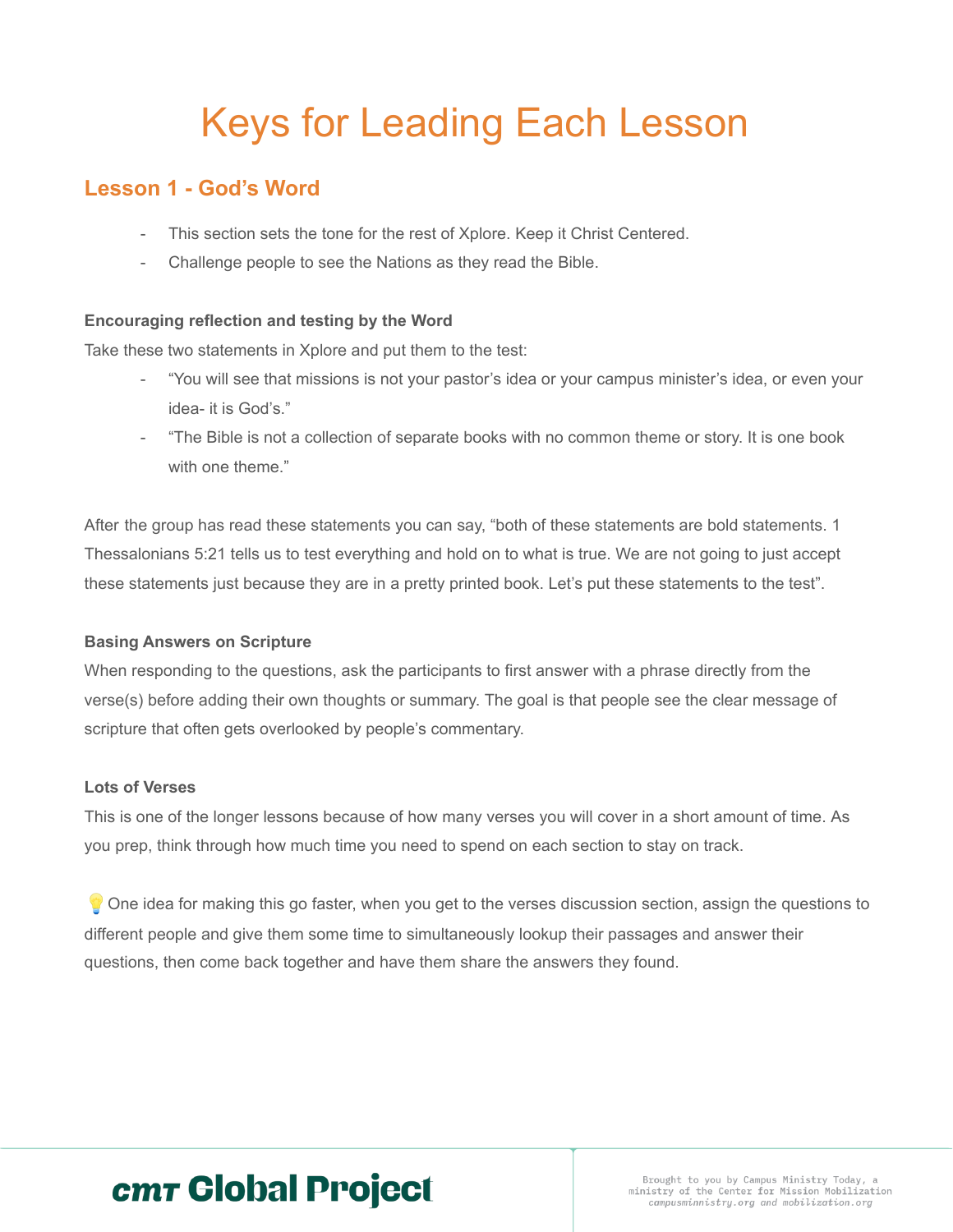# Keys for Leading Each Lesson

## Lesson 1 - God's Word

- This section sets the tone for the rest of Xplore. Keep it Christ Centered.
- Challenge people to see the Nations as they read the Bible.

**Encouraging reflection and testing by the Word**

Take these two statements in Xplore and put them to the test:

- "You will see that missions is not your pastor's idea or your campus minister's idea, or even your idea- it is God's."
- "The Bible is not a collection of separate books with no common theme or story. It is one book with one theme."

After the group has read these statements you can say, "both of these statements are bold statements. 1 Thessalonians 5:21 tells us to test everything and hold on to what is true. We are not going to just accept these statements just because they are in a pretty printed book. Let's put these statements to the test".

**Basing Answers on Scripture**

When responding to the questions, ask the participants to first answer with a phrase directly from the verse(s) before adding their own thoughts or summary. The goal is that people see the clear message of scripture that often gets overlooked by people's commentary.

**Lots of Verses**

This is one of the longer lessons because of how many verses you will cover in a short amount of time. As you prep, think through how much time you need to spend on each section to stay on track.

💡One idea for making this go faster, when you get to the verses discussion section, assign the questions to different people and give them some time to simultaneously lookup their passages and answer their questions, then come back together and have them share the answers they found.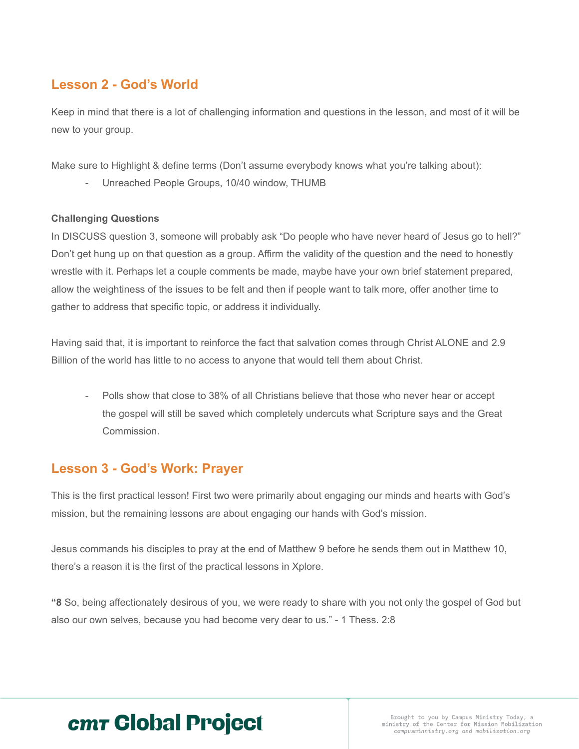## Lesson 2 - God's World

Keep in mind that there is a lot of challenging information and questions in the lesson, and most of it will be new to your group.

Make sure to Highlight & define terms (Don't assume everybody knows what you're talking about):

- Unreached People Groups, 10/40 window, THUMB

**Challenging Questions**

In DISCUSS question 3, someone will probably ask "Do people who have never heard of Jesus go to hell?" Don't get hung up on that question as a group. Affirm the validity of the question and the need to honestly wrestle with it. Perhaps let a couple comments be made, maybe have your own brief statement prepared, allow the weightiness of the issues to be felt and then if people want to talk more, offer another time to gather to address that specific topic, or address it individually.

Having said that, it is important to reinforce the fact that salvation comes through Christ ALONE and 2.9 Billion of the world has little to no access to anyone that would tell them about Christ.

- Polls show that close to 38% of all Christians believe that those who never hear or accept the gospel will still be saved which completely undercuts what Scripture says and the Great Commission.

## Lesson 3 - God's Work: Prayer

This is the first practical lesson! First two were primarily about engaging our minds and hearts with God's mission, but the remaining lessons are about engaging our hands with God's mission.

Jesus commands his disciples to pray at the end of Matthew 9 before he sends them out in Matthew 10, there's a reason it is the first of the practical lessons in Xplore.

**"8** So, being affectionately desirous of you, we were ready to share with you not only the gospel of God but also our own selves, because you had become very dear to us." - 1 Thess. 2:8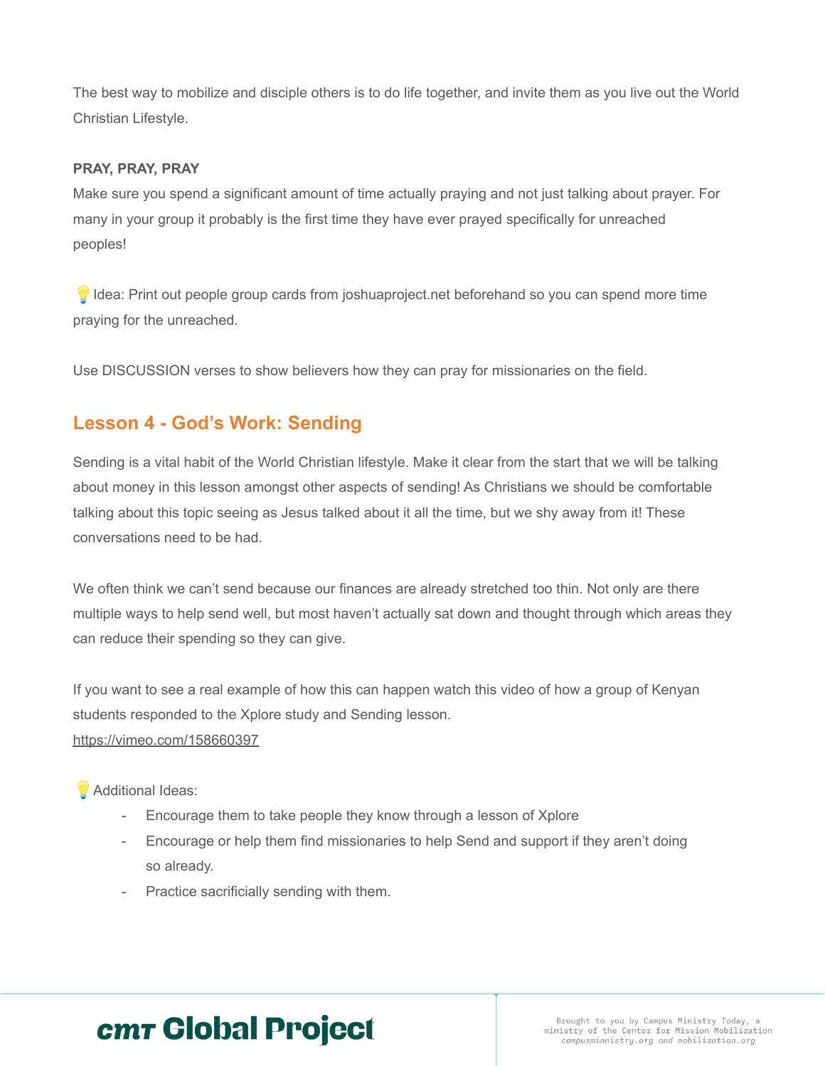The best way to mobilize and disciple others is to do life together, and invite them as you live out the World Christian Lifestyle.

**PRAY, PRAY, PRAY**

Make sure you spend a significant amount of time actually praying and not just talking about prayer. For many in your group it probably is the first time they have ever prayed specifically for unreached peoples!

💡Idea: Print out people group cards from joshuaproject.net beforehand so you can spend more time praying for the unreached.

Use DISCUSSION verses to show believers how they can pray for missionaries on the field.

## Lesson 4 - God's Work: Sending

Sending is a vital habit of the World Christian lifestyle. Make it clear from the start that we will be talking about money in this lesson amongst other aspects of sending! As Christians we should be comfortable talking about this topic seeing as Jesus talked about it all the time, but we shy away from it! These conversations need to be had.

We often think we can't send because our finances are already stretched too thin. Not only are there multiple ways to help send well, but most haven't actually sat down and thought through which areas they can reduce their spending so they can give.

If you want to see a real example of how this can happen watch this video of how a group of Kenyan students responded to the Xplore study and Sending lesson.
https://vimeo.com/158660397

💡Additional Ideas:

- Encourage them to take people they know through a lesson of Xplore
- Encourage or help them find missionaries to help Send and support if they aren't doing so already.
- Practice sacrificially sending with them.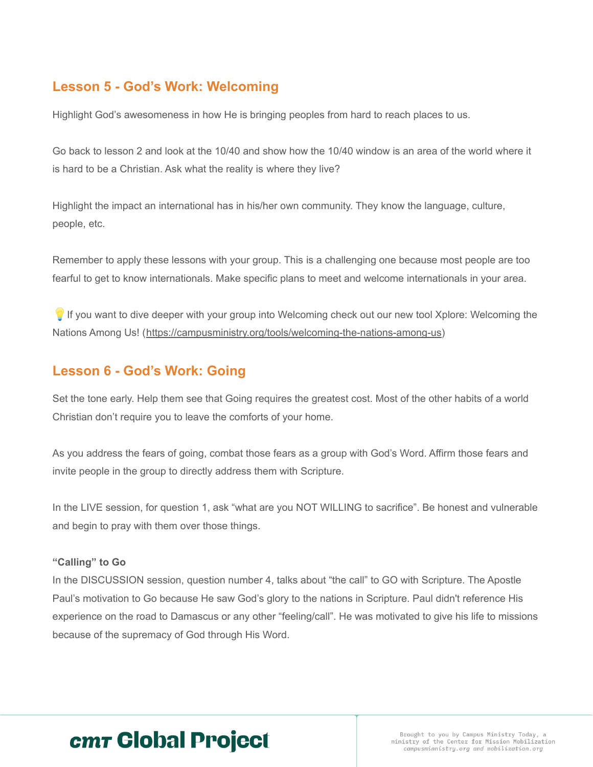## Lesson 5 - God's Work: Welcoming

Highlight God's awesomeness in how He is bringing peoples from hard to reach places to us.

Go back to lesson 2 and look at the 10/40 and show how the 10/40 window is an area of the world where it is hard to be a Christian. Ask what the reality is where they live?

Highlight the impact an international has in his/her own community. They know the language, culture, people, etc.

Remember to apply these lessons with your group. This is a challenging one because most people are too fearful to get to know internationals. Make specific plans to meet and welcome internationals in your area.

💡If you want to dive deeper with your group into Welcoming check out our new tool Xplore: Welcoming the Nations Among Us! (https://campusministry.org/tools/welcoming-the-nations-among-us)

## Lesson 6 - God's Work: Going

Set the tone early. Help them see that Going requires the greatest cost. Most of the other habits of a world Christian don't require you to leave the comforts of your home.

As you address the fears of going, combat those fears as a group with God's Word. Affirm those fears and invite people in the group to directly address them with Scripture.

In the LIVE session, for question 1, ask "what are you NOT WILLING to sacrifice". Be honest and vulnerable and begin to pray with them over those things.

**"Calling" to Go**

In the DISCUSSION session, question number 4, talks about "the call" to GO with Scripture. The Apostle Paul's motivation to Go because He saw God's glory to the nations in Scripture. Paul didn't reference His experience on the road to Damascus or any other "feeling/call". He was motivated to give his life to missions because of the supremacy of God through His Word.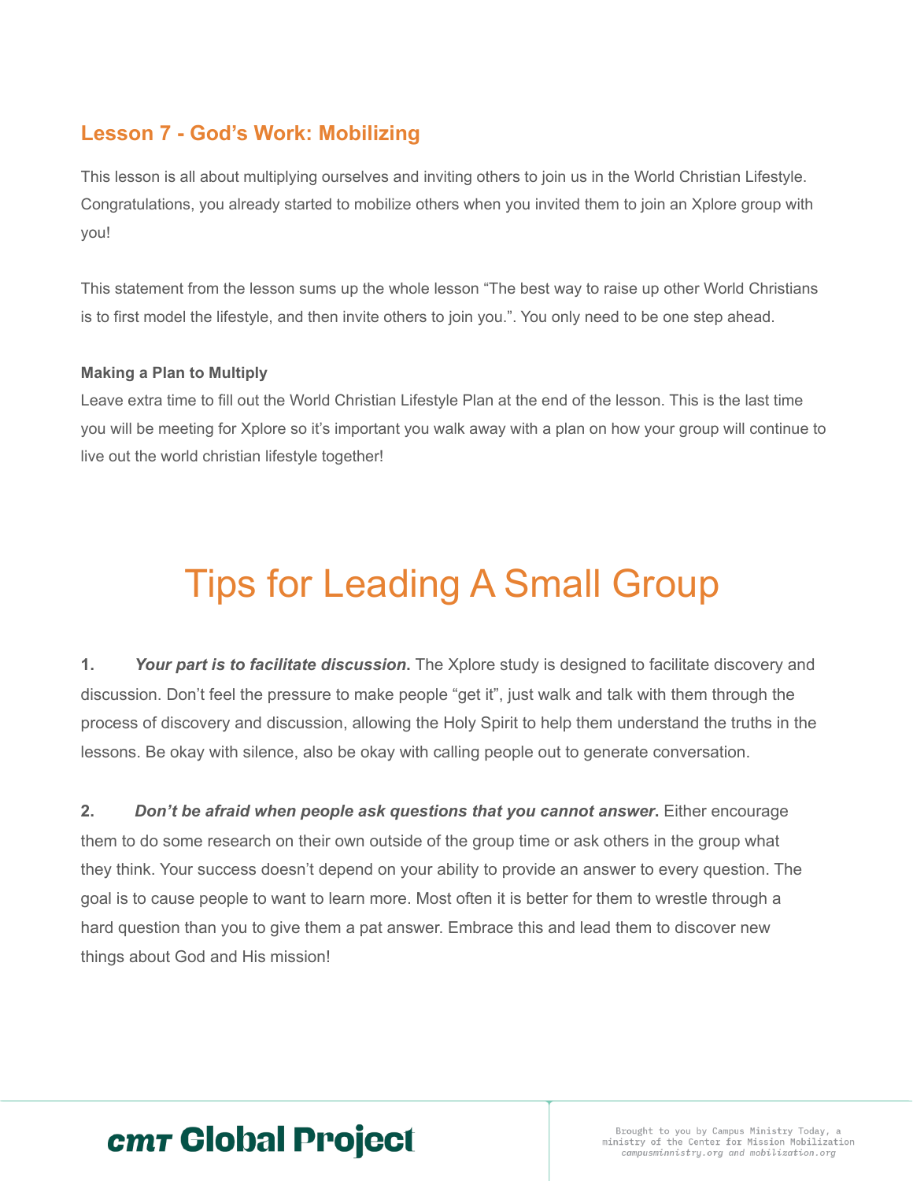## Lesson 7 - God's Work: Mobilizing

This lesson is all about multiplying ourselves and inviting others to join us in the World Christian Lifestyle. Congratulations, you already started to mobilize others when you invited them to join an Xplore group with you!

This statement from the lesson sums up the whole lesson "The best way to raise up other World Christians is to first model the lifestyle, and then invite others to join you.". You only need to be one step ahead.

#### Making a Plan to Multiply

Leave extra time to fill out the World Christian Lifestyle Plan at the end of the lesson. This is the last time you will be meeting for Xplore so it's important you walk away with a plan on how your group will continue to live out the world christian lifestyle together!

# Tips for Leading A Small Group

1. ***Your part is to facilitate discussion.*** The Xplore study is designed to facilitate discovery and discussion. Don't feel the pressure to make people "get it", just walk and talk with them through the process of discovery and discussion, allowing the Holy Spirit to help them understand the truths in the lessons. Be okay with silence, also be okay with calling people out to generate conversation.

2. ***Don't be afraid when people ask questions that you cannot answer*.** Either encourage them to do some research on their own outside of the group time or ask others in the group what they think. Your success doesn't depend on your ability to provide an answer to every question. The goal is to cause people to want to learn more. Most often it is better for them to wrestle through a hard question than you to give them a pat answer. Embrace this and lead them to discover new things about God and His mission!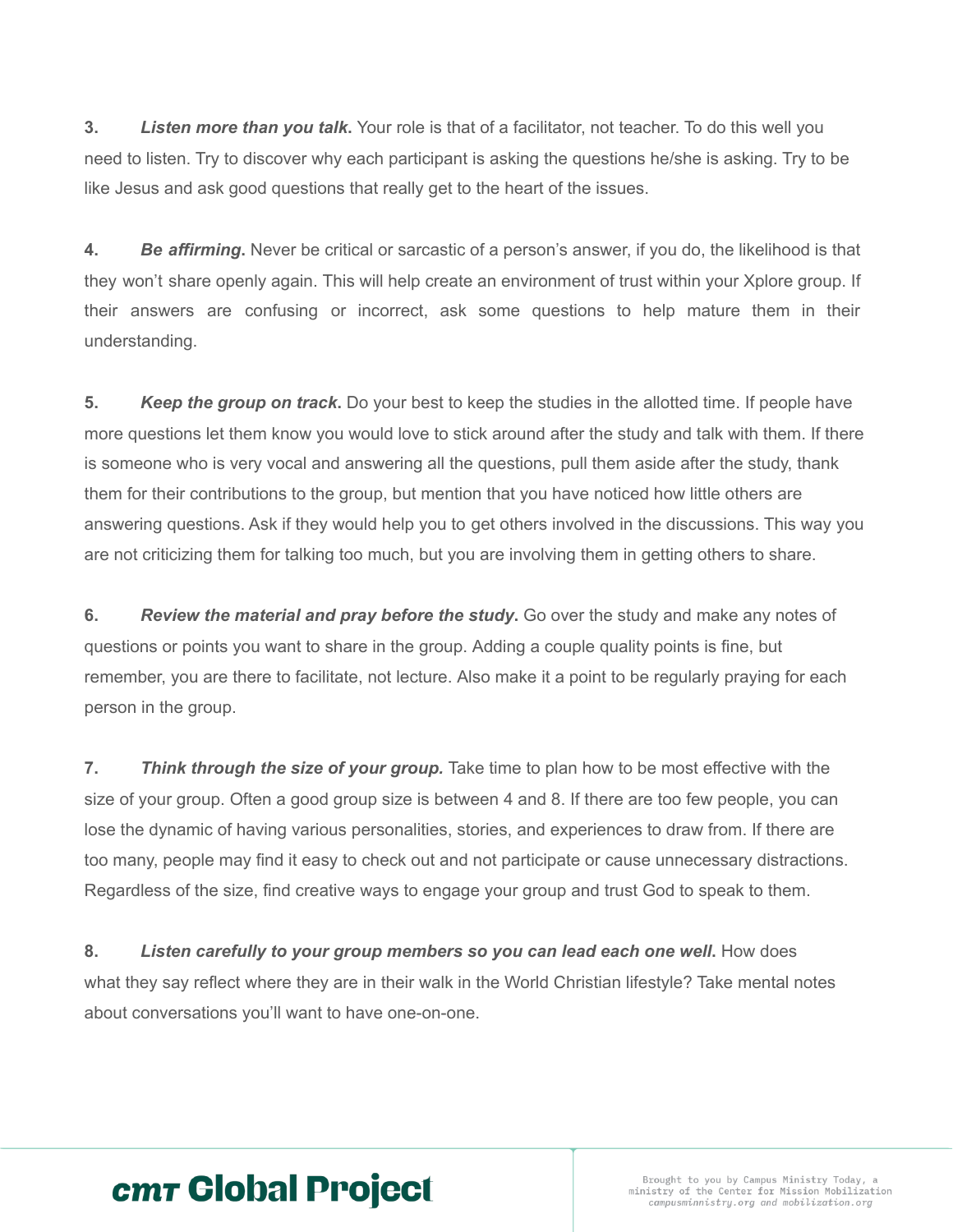3. ***Listen more than you talk.*** Your role is that of a facilitator, not teacher. To do this well you need to listen. Try to discover why each participant is asking the questions he/she is asking. Try to be like Jesus and ask good questions that really get to the heart of the issues.

4. ***Be affirming.*** Never be critical or sarcastic of a person's answer, if you do, the likelihood is that they won't share openly again. This will help create an environment of trust within your Xplore group. If their answers are confusing or incorrect, ask some questions to help mature them in their understanding.

5. ***Keep the group on track.*** Do your best to keep the studies in the allotted time. If people have more questions let them know you would love to stick around after the study and talk with them. If there is someone who is very vocal and answering all the questions, pull them aside after the study, thank them for their contributions to the group, but mention that you have noticed how little others are answering questions. Ask if they would help you to get others involved in the discussions. This way you are not criticizing them for talking too much, but you are involving them in getting others to share.

6. ***Review the material and pray before the study.*** Go over the study and make any notes of questions or points you want to share in the group. Adding a couple quality points is fine, but remember, you are there to facilitate, not lecture. Also make it a point to be regularly praying for each person in the group.

7. ***Think through the size of your group.*** Take time to plan how to be most effective with the size of your group. Often a good group size is between 4 and 8. If there are too few people, you can lose the dynamic of having various personalities, stories, and experiences to draw from. If there are too many, people may find it easy to check out and not participate or cause unnecessary distractions. Regardless of the size, find creative ways to engage your group and trust God to speak to them.

8. ***Listen carefully to your group members so you can lead each one well.*** How does what they say reflect where they are in their walk in the World Christian lifestyle? Take mental notes about conversations you'll want to have one-on-one.